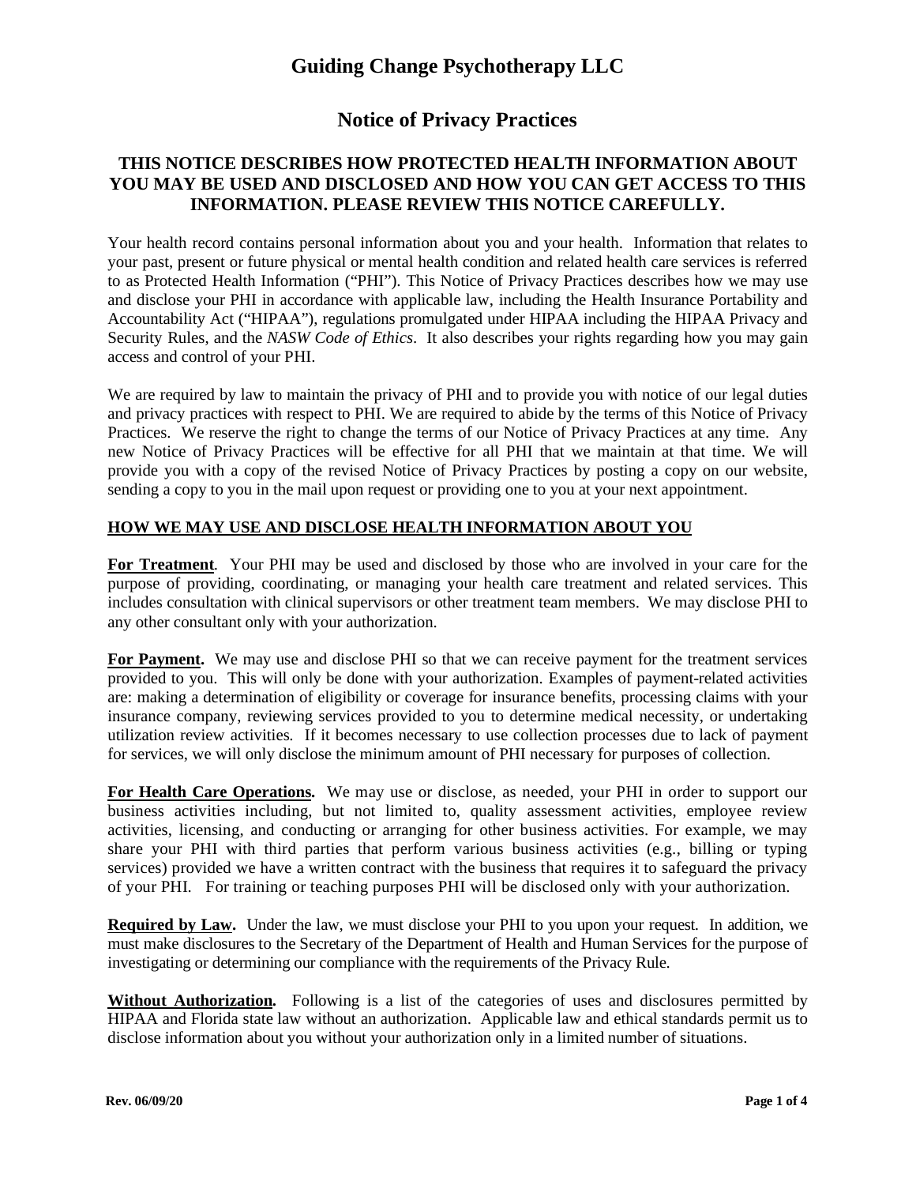# Guiding Change Psychotherapy LLC

## Notice of Privacy Practices

### THIS NOTICE DESCRIBES HOW PROTECTED HEALTH INFORMATION ABOUT YOU MAY BE USED AND DISCLOSED AND HOW YOU CAN GET ACCESS TO THIS INFORMATION. PLEASE REVIEW THIS NOTICE CAREFULLY.

Your health record contains personal information about you and your health. Information that relates to your past, present or future physical or mental health condition and related health care services is referred to as Protected Health Information ("PHI"). This Notice of Privacy Practices describes how we may use and disclose your PHI in accordance with applicable law, including the Health Insurance Portability and Accountability Act ("HIPAA"), regulations promulgated under HIPAA including the HIPAA Privacy and Security Rules, and the *NASW Code of Ethics*. It also describes your rights regarding how you may gain access and control of your PHI.

We are required by law to maintain the privacy of PHI and to provide you with notice of our legal duties and privacy practices with respect to PHI. We are required to abide by the terms of this Notice of Privacy Practices. We reserve the right to change the terms of our Notice of Privacy Practices at any time. Any new Notice of Privacy Practices will be effective for all PHI that we maintain at that time. We will provide you with a copy of the revised Notice of Privacy Practices by posting a copy on our website, sending a copy to you in the mail upon request or providing one to you at your next appointment.

**HOW WE MAY USE AND DISCLOSE HEALTH INFORMATION ABOUT YOU**

**For Treatment**. Your PHI may be used and disclosed by those who are involved in your care for the purpose of providing, coordinating, or managing your health care treatment and related services. This includes consultation with clinical supervisors or other treatment team members. We may disclose PHI to any other consultant only with your authorization.

**For Payment.** We may use and disclose PHI so that we can receive payment for the treatment services provided to you. This will only be done with your authorization. Examples of payment-related activities are: making a determination of eligibility or coverage for insurance benefits, processing claims with your insurance company, reviewing services provided to you to determine medical necessity, or undertaking utilization review activities. If it becomes necessary to use collection processes due to lack of payment for services, we will only disclose the minimum amount of PHI necessary for purposes of collection.

**For Health Care Operations.** We may use or disclose, as needed, your PHI in order to support our business activities including, but not limited to, quality assessment activities, employee review activities, licensing, and conducting or arranging for other business activities. For example, we may share your PHI with third parties that perform various business activities (e.g., billing or typing services) provided we have a written contract with the business that requires it to safeguard the privacy of your PHI. For training or teaching purposes PHI will be disclosed only with your authorization.

**Required by Law.** Under the law, we must disclose your PHI to you upon your request. In addition, we must make disclosures to the Secretary of the Department of Health and Human Services for the purpose of investigating or determining our compliance with the requirements of the Privacy Rule.

**Without Authorization.** Following is a list of the categories of uses and disclosures permitted by HIPAA and Florida state law without an authorization. Applicable law and ethical standards permit us to disclose information about you without your authorization only in a limited number of situations.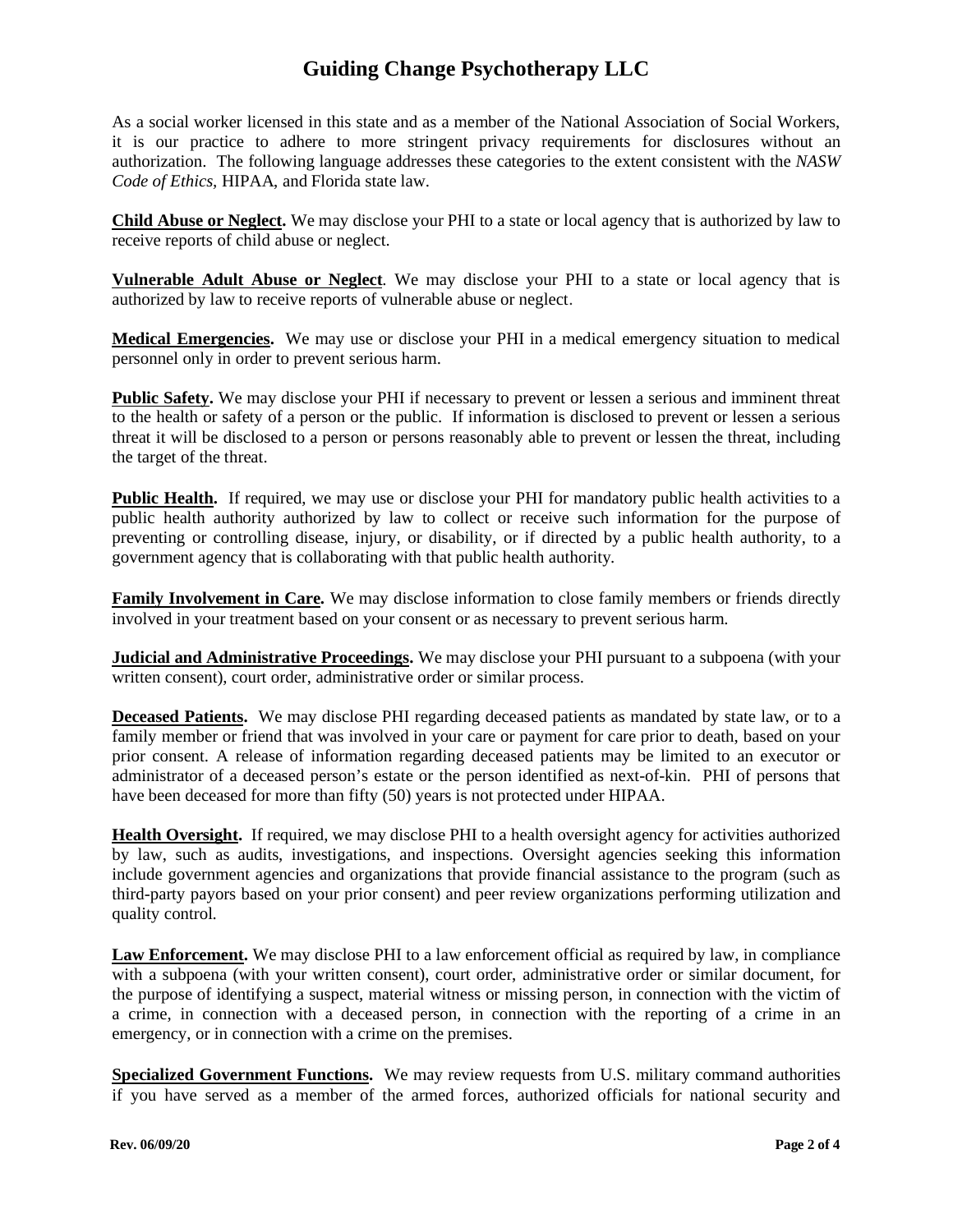# Guiding Change Psychotherapy LLC

As a social worker licensed in this state and as a member of the National Association of Social Workers, it is our practice to adhere to more stringent privacy requirements for disclosures without an authorization. The following language addresses these categories to the extent consistent with the *NASW Code of Ethics,* HIPAA, and Florida state law.

**Child Abuse or Neglect.** We may disclose your PHI to a state or local agency that is authorized by law to receive reports of child abuse or neglect.

**Vulnerable Adult Abuse or Neglect**. We may disclose your PHI to a state or local agency that is authorized by law to receive reports of vulnerable abuse or neglect.

**Medical Emergencies.** We may use or disclose your PHI in a medical emergency situation to medical personnel only in order to prevent serious harm.

**Public Safety.** We may disclose your PHI if necessary to prevent or lessen a serious and imminent threat to the health or safety of a person or the public. If information is disclosed to prevent or lessen a serious threat it will be disclosed to a person or persons reasonably able to prevent or lessen the threat, including the target of the threat.

**Public Health.** If required, we may use or disclose your PHI for mandatory public health activities to a public health authority authorized by law to collect or receive such information for the purpose of preventing or controlling disease, injury, or disability, or if directed by a public health authority, to a government agency that is collaborating with that public health authority.

**Family Involvement in Care.** We may disclose information to close family members or friends directly involved in your treatment based on your consent or as necessary to prevent serious harm.

**Judicial and Administrative Proceedings.** We may disclose your PHI pursuant to a subpoena (with your written consent), court order, administrative order or similar process.

**Deceased Patients.** We may disclose PHI regarding deceased patients as mandated by state law, or to a family member or friend that was involved in your care or payment for care prior to death, based on your prior consent. A release of information regarding deceased patients may be limited to an executor or administrator of a deceased person's estate or the person identified as next-of-kin. PHI of persons that have been deceased for more than fifty (50) years is not protected under HIPAA.

**Health Oversight.** If required, we may disclose PHI to a health oversight agency for activities authorized by law, such as audits, investigations, and inspections. Oversight agencies seeking this information include government agencies and organizations that provide financial assistance to the program (such as third-party payors based on your prior consent) and peer review organizations performing utilization and quality control.

**Law Enforcement.** We may disclose PHI to a law enforcement official as required by law, in compliance with a subpoena (with your written consent), court order, administrative order or similar document, for the purpose of identifying a suspect, material witness or missing person, in connection with the victim of a crime, in connection with a deceased person, in connection with the reporting of a crime in an emergency, or in connection with a crime on the premises.

**Specialized Government Functions.** We may review requests from U.S. military command authorities if you have served as a member of the armed forces, authorized officials for national security and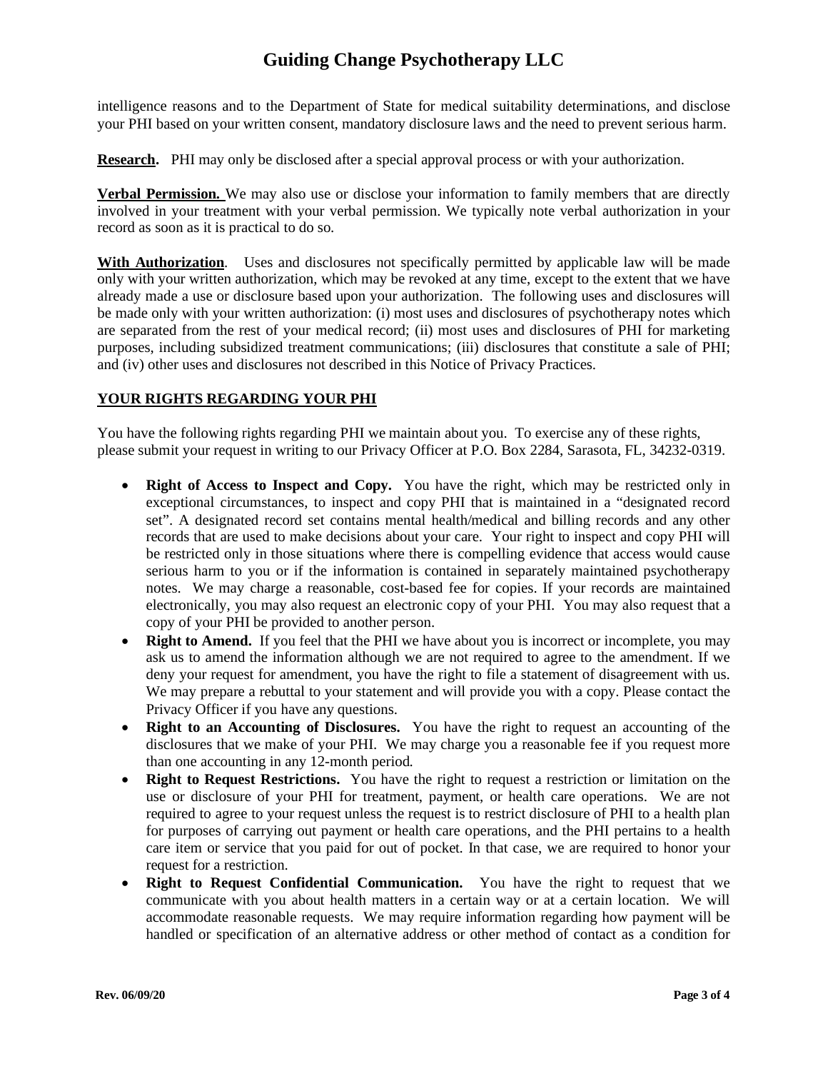intelligence reasons and to the Department of State for medical suitability determinations, and disclose your PHI based on your written consent, mandatory disclosure laws and the need to prevent serious harm.

**Research.** PHI may only be disclosed after a special approval process or with your authorization.

**Verbal Permission.** We may also use or disclose your information to family members that are directly involved in your treatment with your verbal permission. We typically note verbal authorization in your record as soon as it is practical to do so.

**With Authorization**. Uses and disclosures not specifically permitted by applicable law will be made only with your written authorization, which may be revoked at any time, except to the extent that we have already made a use or disclosure based upon your authorization. The following uses and disclosures will be made only with your written authorization: (i) most uses and disclosures of psychotherapy notes which are separated from the rest of your medical record; (ii) most uses and disclosures of PHI for marketing purposes, including subsidized treatment communications; (iii) disclosures that constitute a sale of PHI; and (iv) other uses and disclosures not described in this Notice of Privacy Practices.

## YOUR RIGHTS REGARDING YOUR PHI

You have the following rights regarding PHI we maintain about you. To exercise any of these rights, please submit your request in writing to our Privacy Officer at P.O. Box 2284, Sarasota, FL, 34232-0319.

- **Right of Access to Inspect and Copy.** You have the right, which may be restricted only in exceptional circumstances, to inspect and copy PHI that is maintained in a "designated record set". A designated record set contains mental health/medical and billing records and any other records that are used to make decisions about your care. Your right to inspect and copy PHI will be restricted only in those situations where there is compelling evidence that access would cause serious harm to you or if the information is contained in separately maintained psychotherapy notes. We may charge a reasonable, cost-based fee for copies. If your records are maintained electronically, you may also request an electronic copy of your PHI. You may also request that a copy of your PHI be provided to another person.
- **Right to Amend.** If you feel that the PHI we have about you is incorrect or incomplete, you may ask us to amend the information although we are not required to agree to the amendment. If we deny your request for amendment, you have the right to file a statement of disagreement with us. We may prepare a rebuttal to your statement and will provide you with a copy. Please contact the Privacy Officer if you have any questions.
- **Right to an Accounting of Disclosures.** You have the right to request an accounting of the disclosures that we make of your PHI. We may charge you a reasonable fee if you request more than one accounting in any 12-month period.
- **Right to Request Restrictions.** You have the right to request a restriction or limitation on the use or disclosure of your PHI for treatment, payment, or health care operations. We are not required to agree to your request unless the request is to restrict disclosure of PHI to a health plan for purposes of carrying out payment or health care operations, and the PHI pertains to a health care item or service that you paid for out of pocket. In that case, we are required to honor your request for a restriction.
- **Right to Request Confidential Communication.** You have the right to request that we communicate with you about health matters in a certain way or at a certain location. We will accommodate reasonable requests. We may require information regarding how payment will be handled or specification of an alternative address or other method of contact as a condition for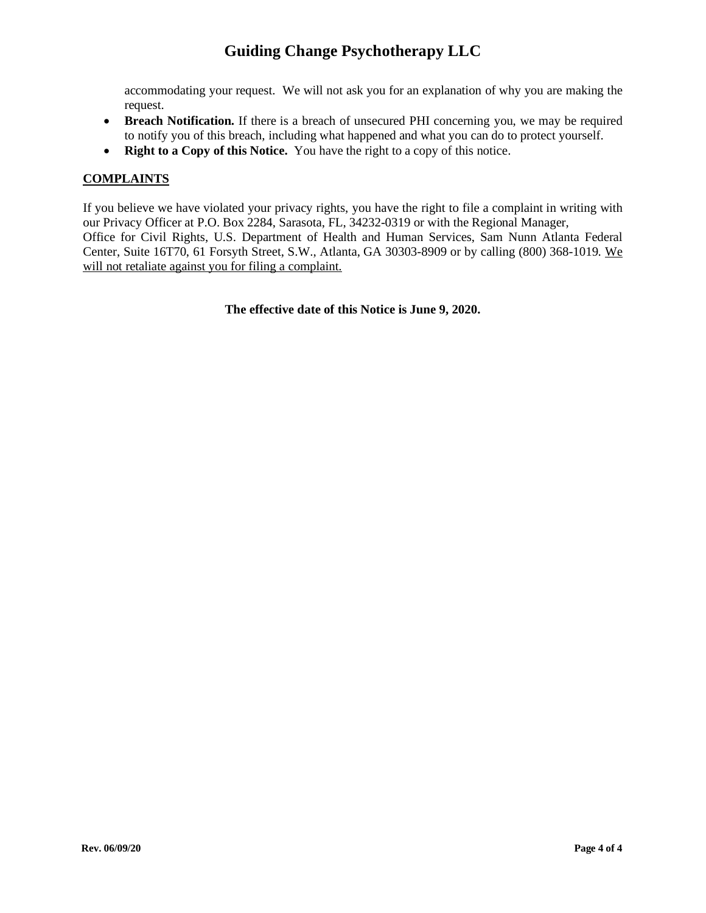accommodating your request. We will not ask you for an explanation of why you are making the request.

- **Breach Notification.** If there is a breach of unsecured PHI concerning you, we may be required to notify you of this breach, including what happened and what you can do to protect yourself.
- **Right to a Copy of this Notice.** You have the right to a copy of this notice.

## COMPLAINTS

If you believe we have violated your privacy rights, you have the right to file a complaint in writing with our Privacy Officer at P.O. Box 2284, Sarasota, FL, 34232-0319 or with the Regional Manager, Office for Civil Rights, U.S. Department of Health and Human Services, Sam Nunn Atlanta Federal Center, Suite 16T70, 61 Forsyth Street, S.W., Atlanta, GA 30303-8909 or by calling (800) 368-1019. We will not retaliate against you for filing a complaint.

**The effective date of this Notice is June 9, 2020.**